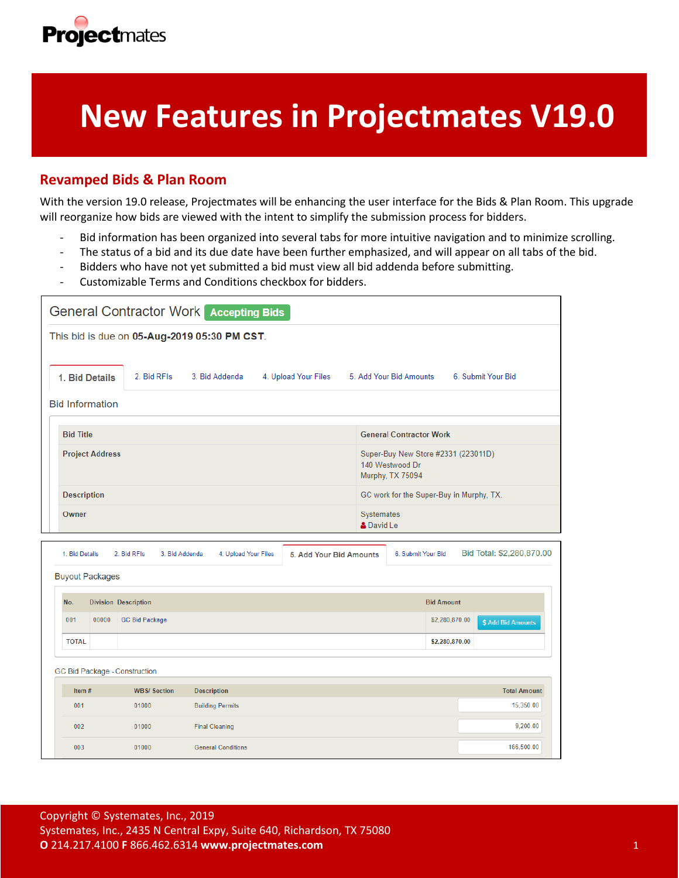Projectmates

# New Features in Projectmates V19.0

## Revamped Bids & Plan Room

With the version 19.0 release, Projectmates will be enhancing the user interface for the Bids & Plan Room. This upgrade will reorganize how bids are viewed with the intent to simplify the submission process for bidders.

- Bid information has been organized into several tabs for more intuitive navigation and to minimize scrolling.
- The status of a bid and its due date have been further emphasized, and will appear on all tabs of the bid.
- Bidders who have not yet submitted a bid must view all bid addenda before submitting.
- Customizable Terms and Conditions checkbox for bidders.

General Contractor Work **Accepting Bids**

This bid is due on **05-Aug-2019 05:30 PM CST**.

**1. Bid Details** | 2. Bid RFIs | 3. Bid Addenda | 4. Upload Your Files | 5. Add Your Bid Amounts | 6. Submit Your Bid

Bid Information

| | |
|---|---|
| **Bid Title** | General Contractor Work |
| **Project Address** | Super-Buy New Store #2331 (223011D)<br>140 Westwood Dr<br>Murphy, TX 75094 |
| **Description** | GC work for the Super-Buy in Murphy, TX. |
| **Owner** | Systemates<br>David Le |

1. Bid Details | 2. Bid RFIs | 3. Bid Addenda | 4. Upload Your Files | **5. Add Your Bid Amounts** | 6. Submit Your Bid | Bid Total: $2,280,870.00

Buyout Packages

| No. | Division | Description | Bid Amount | |
|---|---|---|---|---|
| 001 | 00000 | GC Bid Package | $2,280,870.00 | $ Add Bid Amounts |
| TOTAL | | | $2,280,870.00 | |

GC Bid Package - Construction

| Item # | WBS/ Section | Description | Total Amount |
|---|---|---|---|
| 001 | 01000 | Building Permits | 15,350.00 |
| 002 | 01000 | Final Cleaning | 9,200.00 |
| 003 | 01000 | General Conditions | 166,500.00 |

Copyright © Systemates, Inc., 2019
Systemates, Inc., 2435 N Central Expy, Suite 640, Richardson, TX 75080
**O** 214.217.4100 **F** 866.462.6314 **www.projectmates.com**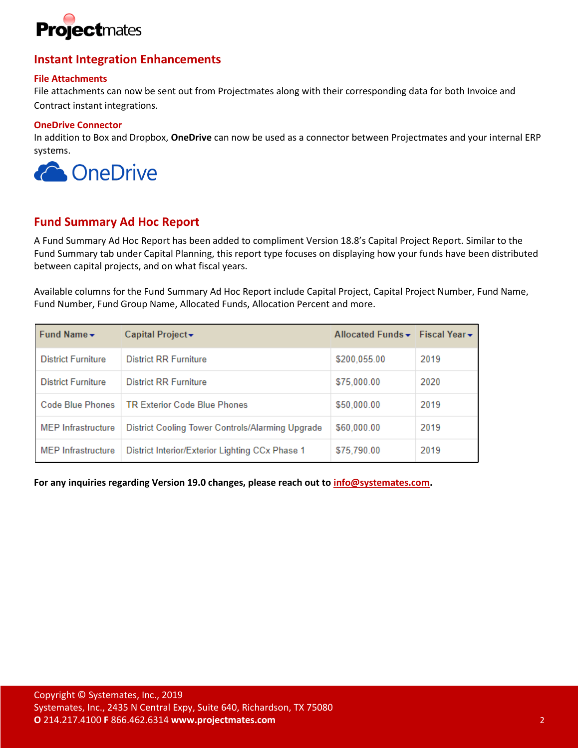## Instant Integration Enhancements

### File Attachments

File attachments can now be sent out from Projectmates along with their corresponding data for both Invoice and Contract instant integrations.

### OneDrive Connector

In addition to Box and Dropbox, **OneDrive** can now be used as a connector between Projectmates and your internal ERP systems.

## Fund Summary Ad Hoc Report

A Fund Summary Ad Hoc Report has been added to compliment Version 18.8's Capital Project Report. Similar to the Fund Summary tab under Capital Planning, this report type focuses on displaying how your funds have been distributed between capital projects, and on what fiscal years.

Available columns for the Fund Summary Ad Hoc Report include Capital Project, Capital Project Number, Fund Name, Fund Number, Fund Group Name, Allocated Funds, Allocation Percent and more.

| Fund Name | Capital Project | Allocated Funds | Fiscal Year |
|---|---|---|---|
| District Furniture | District RR Furniture | $200,055.00 | 2019 |
| District Furniture | District RR Furniture | $75,000.00 | 2020 |
| Code Blue Phones | TR Exterior Code Blue Phones | $50,000.00 | 2019 |
| MEP Infrastructure | District Cooling Tower Controls/Alarming Upgrade | $60,000.00 | 2019 |
| MEP Infrastructure | District Interior/Exterior Lighting CCx Phase 1 | $75,790.00 | 2019 |

**For any inquiries regarding Version 19.0 changes, please reach out to info@systemates.com.**

Copyright © Systemates, Inc., 2019
Systemates, Inc., 2435 N Central Expy, Suite 640, Richardson, TX 75080
**O** 214.217.4100 **F** 866.462.6314 **www.projectmates.com**